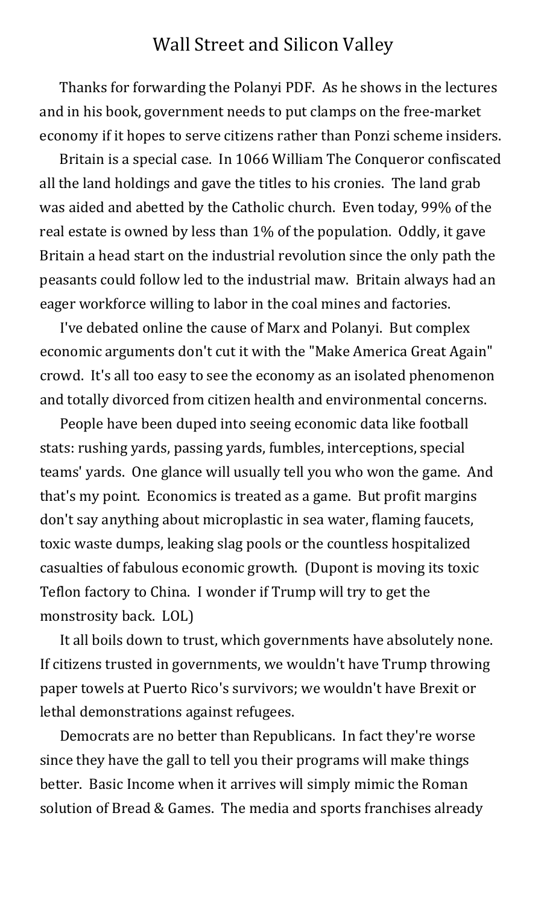# Wall Street and Silicon Valley

Thanks for forwarding the Polanyi PDF. As he shows in the lectures and in his book, government needs to put clamps on the free-market economy if it hopes to serve citizens rather than Ponzi scheme insiders.

Britain is a special case. In 1066 William The Conqueror confiscated all the land holdings and gave the titles to his cronies. The land grab was aided and abetted by the Catholic church. Even today, 99% of the real estate is owned by less than 1% of the population. Oddly, it gave Britain a head start on the industrial revolution since the only path the peasants could follow led to the industrial maw. Britain always had an eager workforce willing to labor in the coal mines and factories.

I've debated online the cause of Marx and Polanyi. But complex economic arguments don't cut it with the "Make America Great Again" crowd. It's all too easy to see the economy as an isolated phenomenon and totally divorced from citizen health and environmental concerns.

People have been duped into seeing economic data like football stats: rushing yards, passing yards, fumbles, interceptions, special teams' yards. One glance will usually tell you who won the game. And that's my point. Economics is treated as a game. But profit margins don't say anything about microplastic in sea water, flaming faucets, toxic waste dumps, leaking slag pools or the countless hospitalized casualties of fabulous economic growth. (Dupont is moving its toxic Teflon factory to China. I wonder if Trump will try to get the monstrosity back. LOL)

It all boils down to trust, which governments have absolutely none. If citizens trusted in governments, we wouldn't have Trump throwing paper towels at Puerto Rico's survivors; we wouldn't have Brexit or lethal demonstrations against refugees.

Democrats are no better than Republicans. In fact they're worse since they have the gall to tell you their programs will make things better. Basic Income when it arrives will simply mimic the Roman solution of Bread & Games. The media and sports franchises already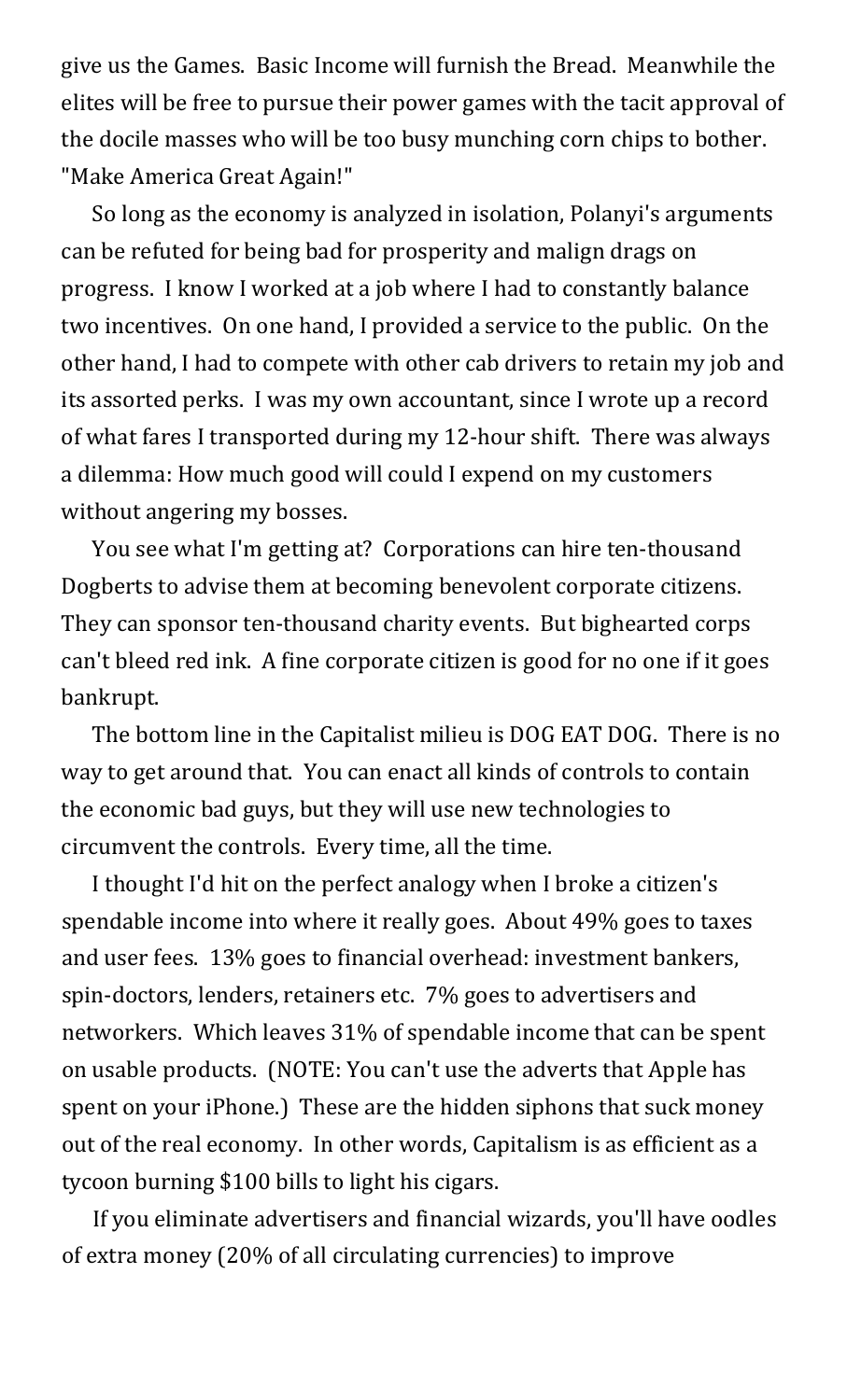give us the Games. Basic Income will furnish the Bread. Meanwhile the elites will be free to pursue their power games with the tacit approval of the docile masses who will be too busy munching corn chips to bother. "Make America Great Again!"

So long as the economy is analyzed in isolation, Polanyi's arguments can be refuted for being bad for prosperity and malign drags on progress. I know I worked at a job where I had to constantly balance two incentives. On one hand, I provided a service to the public. On the other hand, I had to compete with other cab drivers to retain my job and its assorted perks. I was my own accountant, since I wrote up a record of what fares I transported during my 12-hour shift. There was always a dilemma: How much good will could I expend on my customers without angering my bosses.

You see what I'm getting at? Corporations can hire ten-thousand Dogberts to advise them at becoming benevolent corporate citizens. They can sponsor ten-thousand charity events. But bighearted corps can't bleed red ink. A fine corporate citizen is good for no one if it goes bankrupt.

The bottom line in the Capitalist milieu is DOG EAT DOG. There is no way to get around that. You can enact all kinds of controls to contain the economic bad guys, but they will use new technologies to circumvent the controls. Every time, all the time.

I thought I'd hit on the perfect analogy when I broke a citizen's spendable income into where it really goes. About 49% goes to taxes and user fees. 13% goes to financial overhead: investment bankers, spin-doctors, lenders, retainers etc. 7% goes to advertisers and networkers. Which leaves 31% of spendable income that can be spent on usable products. (NOTE: You can't use the adverts that Apple has spent on your iPhone.) These are the hidden siphons that suck money out of the real economy. In other words, Capitalism is as efficient as a tycoon burning $100 bills to light his cigars.

If you eliminate advertisers and financial wizards, you'll have oodles of extra money (20% of all circulating currencies) to improve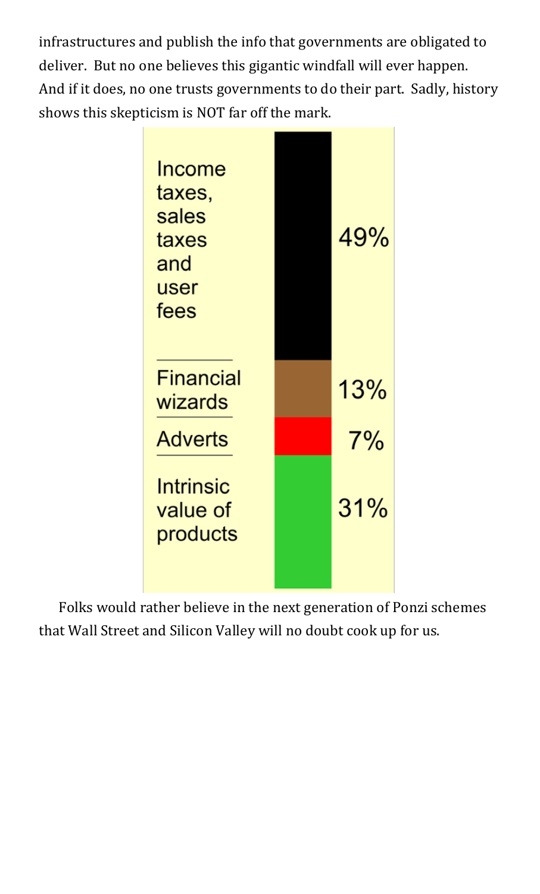infrastructures and publish the info that governments are obligated to deliver. But no one believes this gigantic windfall will ever happen. And if it does, no one trusts governments to do their part. Sadly, history shows this skepticism is NOT far off the mark.

Income taxes, sales taxes and user fees 49%

Financial wizards 13%

Adverts 7%

Intrinsic value of products 31%

Folks would rather believe in the next generation of Ponzi schemes that Wall Street and Silicon Valley will no doubt cook up for us.